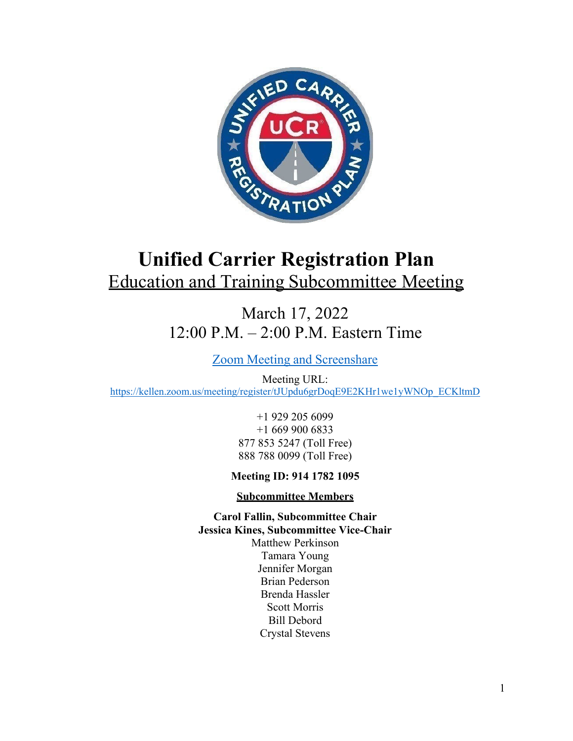# Unified Carrier Registration Plan

## Education and Training Subcommittee Meeting

March 17, 2022

12:00 P.M. – 2:00 P.M. Eastern Time

Zoom Meeting and Screenshare

Meeting URL:
https://kellen.zoom.us/meeting/register/tJUpdu6grDoqE9E2KHr1we1yWNOp_ECKltmD

+1 929 205 6099
+1 669 900 6833
877 853 5247 (Toll Free)
888 788 0099 (Toll Free)

**Meeting ID: 914 1782 1095**

**Subcommittee Members**

**Carol Fallin, Subcommittee Chair**
**Jessica Kines, Subcommittee Vice-Chair**
Matthew Perkinson
Tamara Young
Jennifer Morgan
Brian Pederson
Brenda Hassler
Scott Morris
Bill Debord
Crystal Stevens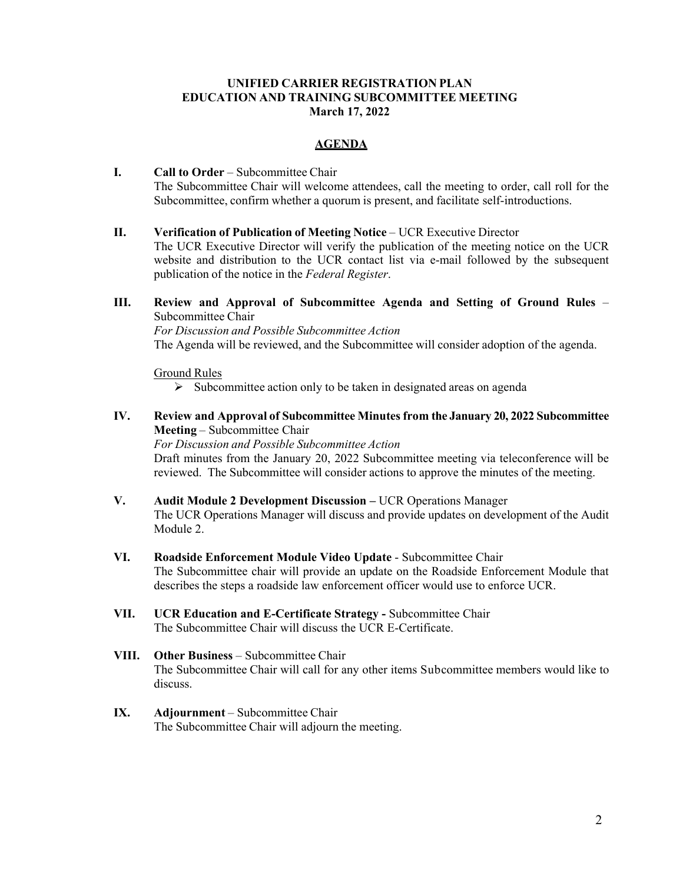**UNIFIED CARRIER REGISTRATION PLAN**
**EDUCATION AND TRAINING SUBCOMMITTEE MEETING**
**March 17, 2022**

## AGENDA

**I. Call to Order** – Subcommittee Chair
The Subcommittee Chair will welcome attendees, call the meeting to order, call roll for the Subcommittee, confirm whether a quorum is present, and facilitate self-introductions.

**II. Verification of Publication of Meeting Notice** – UCR Executive Director
The UCR Executive Director will verify the publication of the meeting notice on the UCR website and distribution to the UCR contact list via e-mail followed by the subsequent publication of the notice in the *Federal Register*.

**III. Review and Approval of Subcommittee Agenda and Setting of Ground Rules** – Subcommittee Chair
*For Discussion and Possible Subcommittee Action*
The Agenda will be reviewed, and the Subcommittee will consider adoption of the agenda.

Ground Rules

- Subcommittee action only to be taken in designated areas on agenda

**IV. Review and Approval of Subcommittee Minutes from the January 20, 2022 Subcommittee Meeting** – Subcommittee Chair
*For Discussion and Possible Subcommittee Action*
Draft minutes from the January 20, 2022 Subcommittee meeting via teleconference will be reviewed. The Subcommittee will consider actions to approve the minutes of the meeting.

**V. Audit Module 2 Development Discussion –** UCR Operations Manager
The UCR Operations Manager will discuss and provide updates on development of the Audit Module 2.

**VI. Roadside Enforcement Module Video Update** - Subcommittee Chair
The Subcommittee chair will provide an update on the Roadside Enforcement Module that describes the steps a roadside law enforcement officer would use to enforce UCR.

**VII. UCR Education and E-Certificate Strategy -** Subcommittee Chair
The Subcommittee Chair will discuss the UCR E-Certificate.

**VIII. Other Business** – Subcommittee Chair
The Subcommittee Chair will call for any other items Subcommittee members would like to discuss.

**IX. Adjournment** – Subcommittee Chair
The Subcommittee Chair will adjourn the meeting.